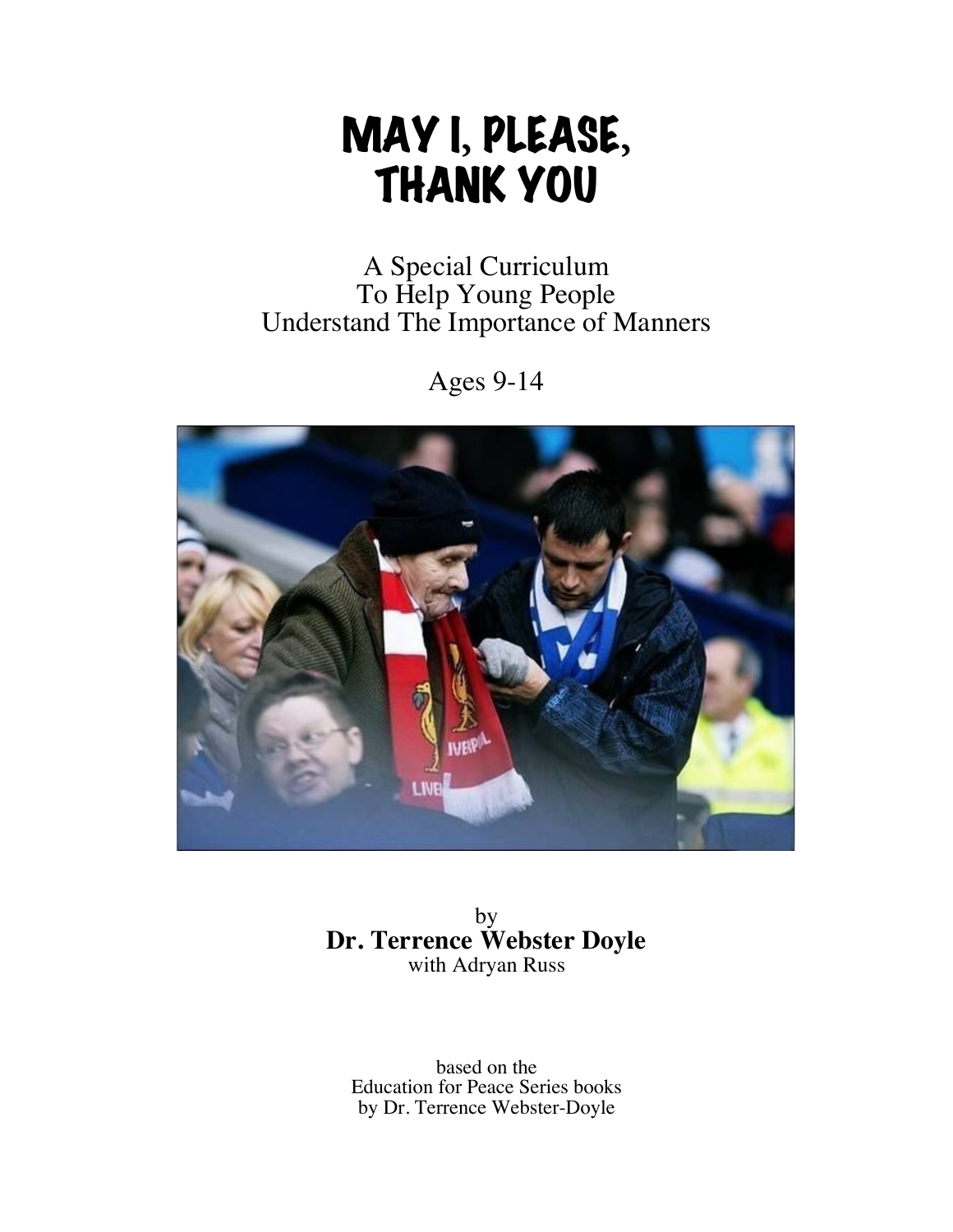# MAY I, PLEASE, THANK YOU

A Special Curriculum
To Help Young People
Understand The Importance of Manners

Ages 9-14

by
**Dr. Terrence Webster Doyle**
with Adryan Russ

based on the
Education for Peace Series books
by Dr. Terrence Webster-Doyle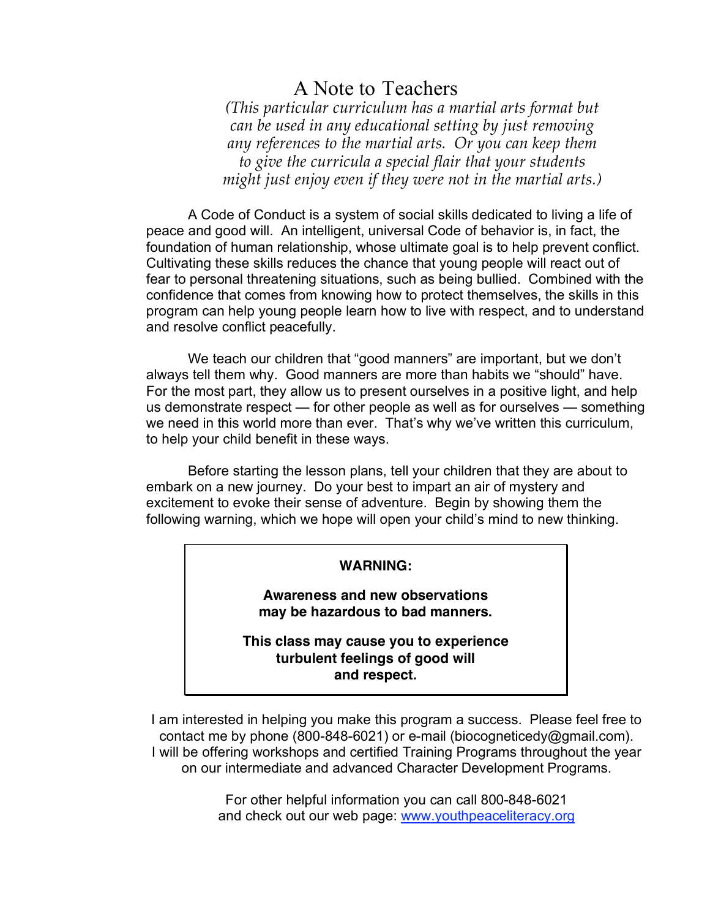# A Note to Teachers

*(This particular curriculum has a martial arts format but can be used in any educational setting by just removing any references to the martial arts. Or you can keep them to give the curricula a special flair that your students might just enjoy even if they were not in the martial arts.)*

A Code of Conduct is a system of social skills dedicated to living a life of peace and good will. An intelligent, universal Code of behavior is, in fact, the foundation of human relationship, whose ultimate goal is to help prevent conflict. Cultivating these skills reduces the chance that young people will react out of fear to personal threatening situations, such as being bullied. Combined with the confidence that comes from knowing how to protect themselves, the skills in this program can help young people learn how to live with respect, and to understand and resolve conflict peacefully.

We teach our children that "good manners" are important, but we don't always tell them why. Good manners are more than habits we "should" have. For the most part, they allow us to present ourselves in a positive light, and help us demonstrate respect — for other people as well as for ourselves — something we need in this world more than ever. That's why we've written this curriculum, to help your child benefit in these ways.

Before starting the lesson plans, tell your children that they are about to embark on a new journey. Do your best to impart an air of mystery and excitement to evoke their sense of adventure. Begin by showing them the following warning, which we hope will open your child's mind to new thinking.

> **WARNING:**
>
> **Awareness and new observations may be hazardous to bad manners.**
>
> **This class may cause you to experience turbulent feelings of good will and respect.**

I am interested in helping you make this program a success. Please feel free to contact me by phone (800-848-6021) or e-mail (biocogneticedy@gmail.com). I will be offering workshops and certified Training Programs throughout the year on our intermediate and advanced Character Development Programs.

For other helpful information you can call 800-848-6021 and check out our web page: [www.youthpeaceliteracy.org](http://www.youthpeaceliteracy.org)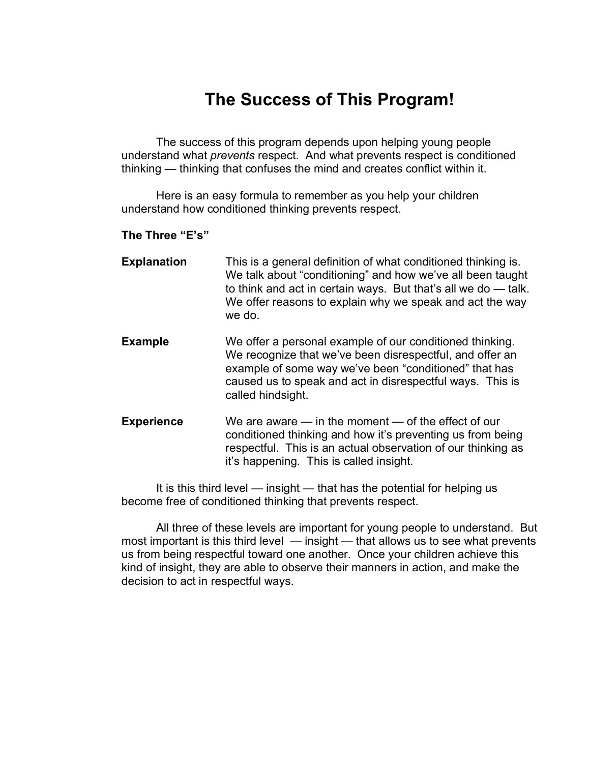# The Success of This Program!

The success of this program depends upon helping young people understand what *prevents* respect. And what prevents respect is conditioned thinking — thinking that confuses the mind and creates conflict within it.

Here is an easy formula to remember as you help your children understand how conditioned thinking prevents respect.

**The Three "E's"**

**Explanation** — This is a general definition of what conditioned thinking is. We talk about "conditioning" and how we've all been taught to think and act in certain ways. But that's all we do — talk. We offer reasons to explain why we speak and act the way we do.

**Example** — We offer a personal example of our conditioned thinking. We recognize that we've been disrespectful, and offer an example of some way we've been "conditioned" that has caused us to speak and act in disrespectful ways. This is called hindsight.

**Experience** — We are aware — in the moment — of the effect of our conditioned thinking and how it's preventing us from being respectful. This is an actual observation of our thinking as it's happening. This is called insight.

It is this third level — insight — that has the potential for helping us become free of conditioned thinking that prevents respect.

All three of these levels are important for young people to understand. But most important is this third level — insight — that allows us to see what prevents us from being respectful toward one another. Once your children achieve this kind of insight, they are able to observe their manners in action, and make the decision to act in respectful ways.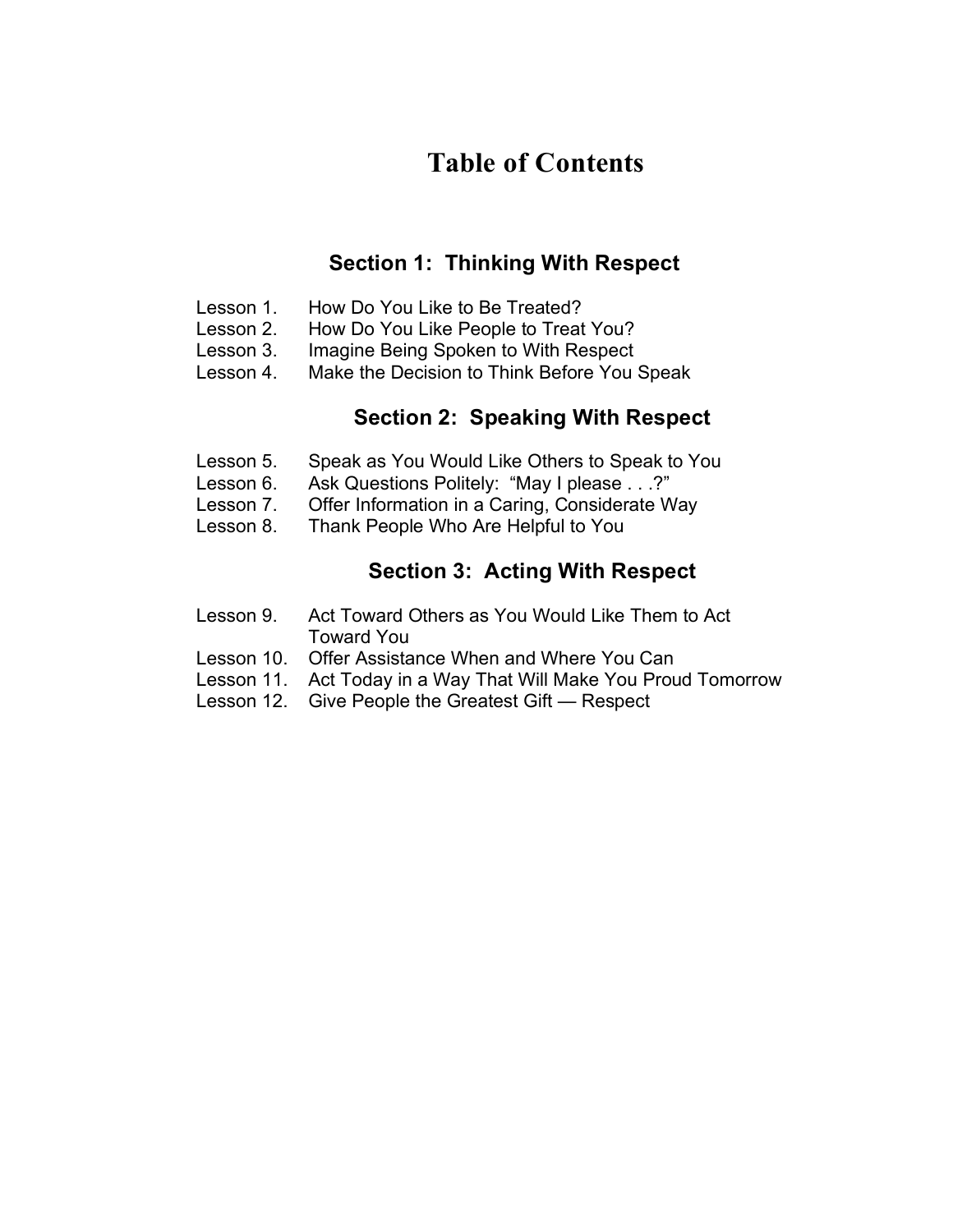# Table of Contents

## Section 1: Thinking With Respect

- Lesson 1. How Do You Like to Be Treated?
- Lesson 2. How Do You Like People to Treat You?
- Lesson 3. Imagine Being Spoken to With Respect
- Lesson 4. Make the Decision to Think Before You Speak

## Section 2: Speaking With Respect

- Lesson 5. Speak as You Would Like Others to Speak to You
- Lesson 6. Ask Questions Politely: "May I please . . .?"
- Lesson 7. Offer Information in a Caring, Considerate Way
- Lesson 8. Thank People Who Are Helpful to You

## Section 3: Acting With Respect

- Lesson 9. Act Toward Others as You Would Like Them to Act Toward You
- Lesson 10. Offer Assistance When and Where You Can
- Lesson 11. Act Today in a Way That Will Make You Proud Tomorrow
- Lesson 12. Give People the Greatest Gift — Respect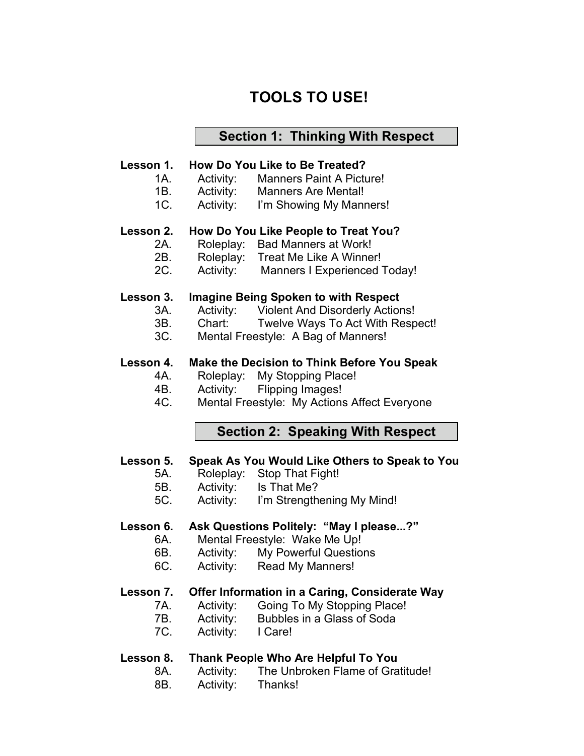# TOOLS TO USE!

## Section 1: Thinking With Respect

**Lesson 1. How Do You Like to Be Treated?**

- 1A. Activity: Manners Paint A Picture!
- 1B. Activity: Manners Are Mental!
- 1C. Activity: I'm Showing My Manners!

**Lesson 2. How Do You Like People to Treat You?**

- 2A. Roleplay: Bad Manners at Work!
- 2B. Roleplay: Treat Me Like A Winner!
- 2C. Activity: Manners I Experienced Today!

**Lesson 3. Imagine Being Spoken to with Respect**

- 3A. Activity: Violent And Disorderly Actions!
- 3B. Chart: Twelve Ways To Act With Respect!
- 3C. Mental Freestyle: A Bag of Manners!

**Lesson 4. Make the Decision to Think Before You Speak**

- 4A. Roleplay: My Stopping Place!
- 4B. Activity: Flipping Images!
- 4C. Mental Freestyle: My Actions Affect Everyone

## Section 2: Speaking With Respect

**Lesson 5. Speak As You Would Like Others to Speak to You**

- 5A. Roleplay: Stop That Fight!
- 5B. Activity: Is That Me?
- 5C. Activity: I'm Strengthening My Mind!

**Lesson 6. Ask Questions Politely: "May I please...?"**

- 6A. Mental Freestyle: Wake Me Up!
- 6B. Activity: My Powerful Questions
- 6C. Activity: Read My Manners!

**Lesson 7. Offer Information in a Caring, Considerate Way**

- 7A. Activity: Going To My Stopping Place!
- 7B. Activity: Bubbles in a Glass of Soda
- 7C. Activity: I Care!

**Lesson 8. Thank People Who Are Helpful To You**

- 8A. Activity: The Unbroken Flame of Gratitude!
- 8B. Activity: Thanks!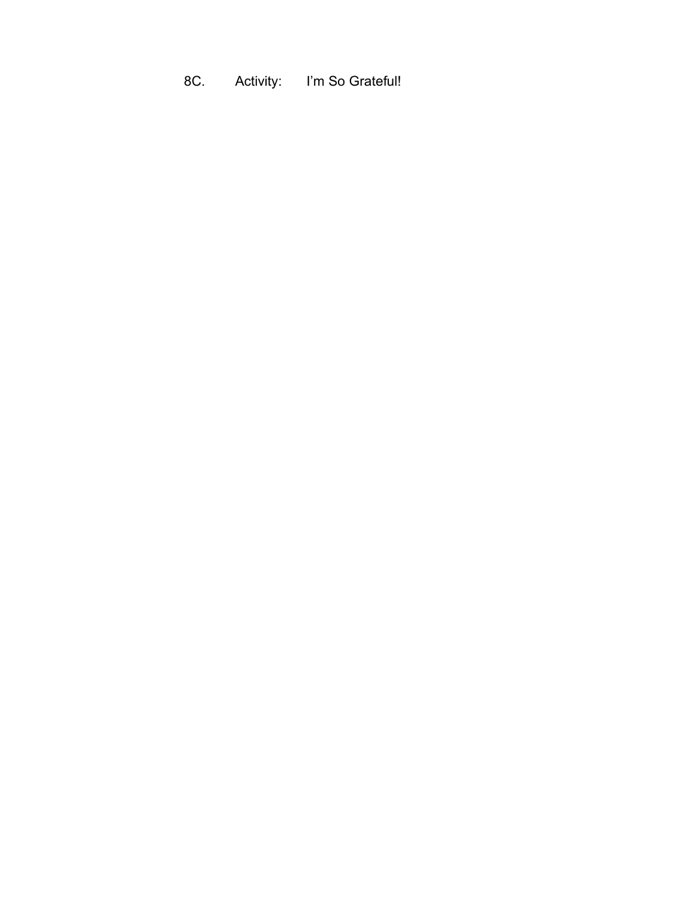8C. Activity: I’m So Grateful!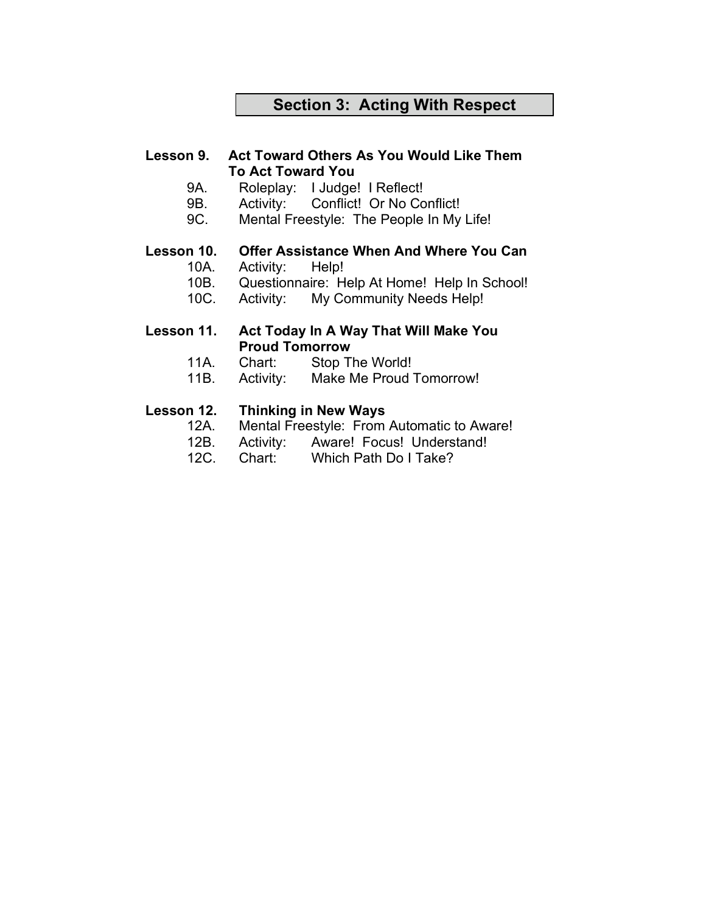## Section 3: Acting With Respect

**Lesson 9. Act Toward Others As You Would Like Them To Act Toward You**

- 9A. Roleplay: I Judge! I Reflect!
- 9B. Activity: Conflict! Or No Conflict!
- 9C. Mental Freestyle: The People In My Life!

**Lesson 10. Offer Assistance When And Where You Can**

- 10A. Activity: Help!
- 10B. Questionnaire: Help At Home! Help In School!
- 10C. Activity: My Community Needs Help!

**Lesson 11. Act Today In A Way That Will Make You Proud Tomorrow**

- 11A. Chart: Stop The World!
- 11B. Activity: Make Me Proud Tomorrow!

**Lesson 12. Thinking in New Ways**

- 12A. Mental Freestyle: From Automatic to Aware!
- 12B. Activity: Aware! Focus! Understand!
- 12C. Chart: Which Path Do I Take?